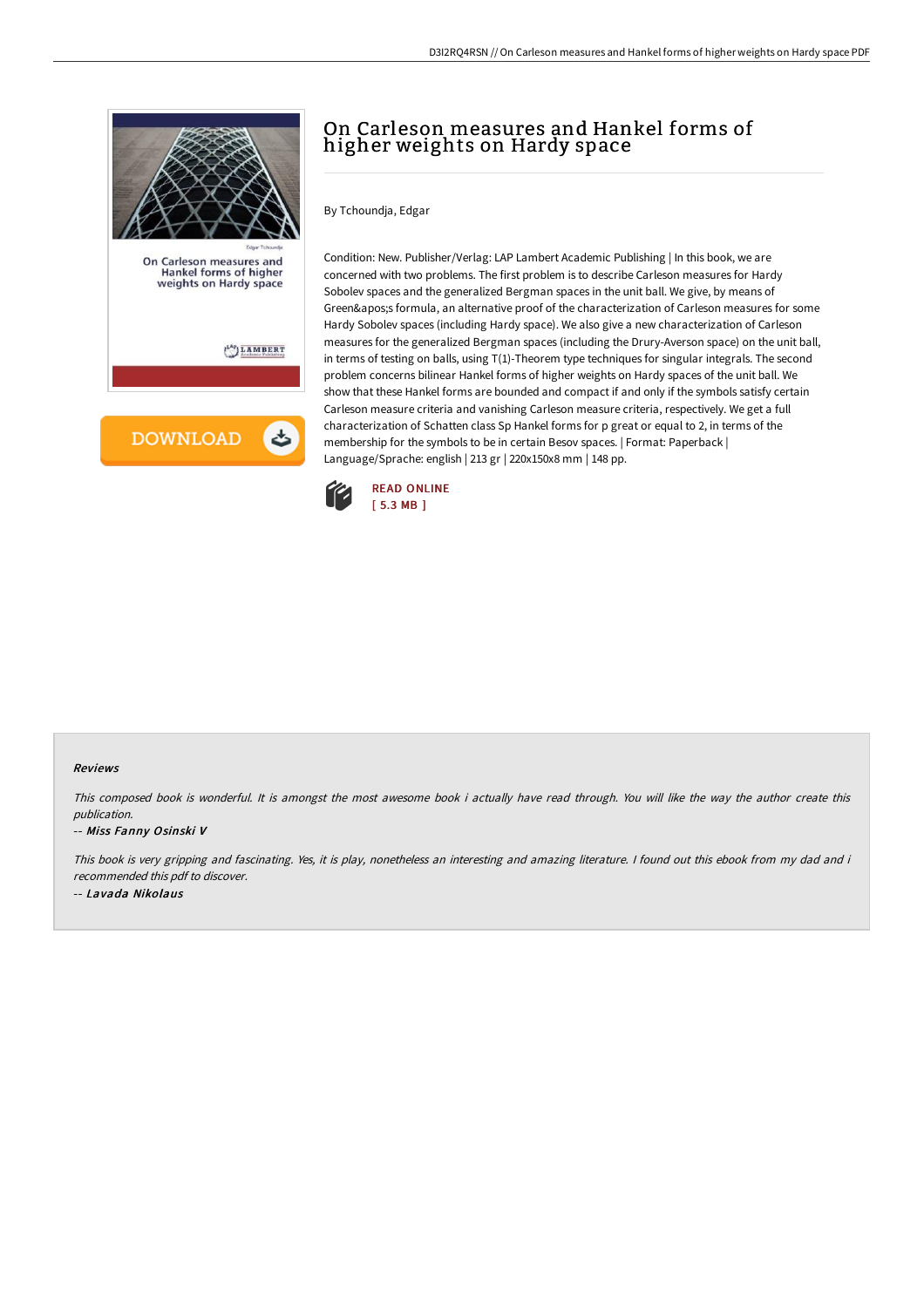# On Carleson measures and Hankel forms of higher weights on Hardy space

By Tchoundja, Edgar

Condition: New. Publisher/Verlag: LAP Lambert Academic Publishing | In this book, we are concerned with two problems. The first problem is to describe Carleson measures for Hardy Sobolev spaces and the generalized Bergman spaces in the unit ball. We give, by means of Green&apos;s formula, an alternative proof of the characterization of Carleson measures for some Hardy Sobolev spaces (including Hardy space). We also give a new characterization of Carleson measures for the generalized Bergman spaces (including the Drury-Averson space) on the unit ball, in terms of testing on balls, using T(1)-Theorem type techniques for singular integrals. The second problem concerns bilinear Hankel forms of higher weights on Hardy spaces of the unit ball. We show that these Hankel forms are bounded and compact if and only if the symbols satisfy certain Carleson measure criteria and vanishing Carleson measure criteria, respectively. We get a full characterization of Schatten class Sp Hankel forms for p great or equal to 2, in terms of the membership for the symbols to be in certain Besov spaces. | Format: Paperback | Language/Sprache: english | 213 gr | 220x150x8 mm | 148 pp.

READ ONLINE
[ 5.3 MB ]

## Reviews

*This composed book is wonderful. It is amongst the most awesome book i actually have read through. You will like the way the author create this publication.*

-- *Miss Fanny Osinski V*

*This book is very gripping and fascinating. Yes, it is play, nonetheless an interesting and amazing literature. I found out this ebook from my dad and i recommended this pdf to discover.*

-- *Lavada Nikolaus*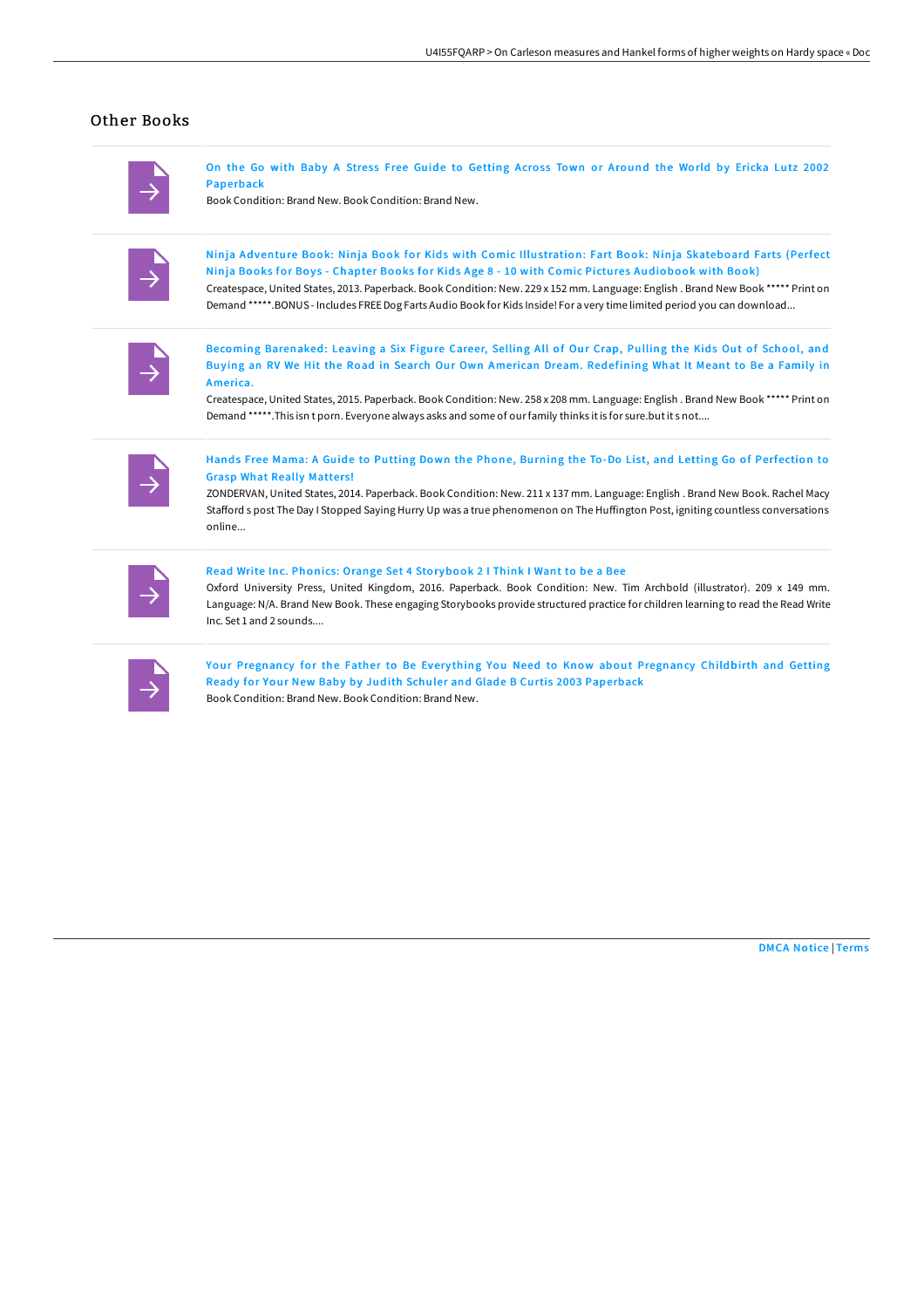## Other Books

On the Go with Baby A Stress Free Guide to Getting Across Town or Around the World by Ericka Lutz 2002 Paperback

Book Condition: Brand New. Book Condition: Brand New.

Ninja Adventure Book: Ninja Book for Kids with Comic Illustration: Fart Book: Ninja Skateboard Farts (Perfect Ninja Books for Boys - Chapter Books for Kids Age 8 - 10 with Comic Pictures Audiobook with Book)

Createspace, United States, 2013. Paperback. Book Condition: New. 229 x 152 mm. Language: English . Brand New Book ***** Print on Demand *****.BONUS - Includes FREE Dog Farts Audio Book for Kids Inside! For a very time limited period you can download...

Becoming Barenaked: Leaving a Six Figure Career, Selling All of Our Crap, Pulling the Kids Out of School, and Buying an RV We Hit the Road in Search Our Own American Dream. Redefining What It Meant to Be a Family in America.

Createspace, United States, 2015. Paperback. Book Condition: New. 258 x 208 mm. Language: English . Brand New Book ***** Print on Demand *****.This isn t porn. Everyone always asks and some of our family thinks it is for sure.but it s not....

Hands Free Mama: A Guide to Putting Down the Phone, Burning the To-Do List, and Letting Go of Perfection to Grasp What Really Matters!

ZONDERVAN, United States, 2014. Paperback. Book Condition: New. 211 x 137 mm. Language: English . Brand New Book. Rachel Macy Stafford s post The Day I Stopped Saying Hurry Up was a true phenomenon on The Huffington Post, igniting countless conversations online...

Read Write Inc. Phonics: Orange Set 4 Storybook 2 I Think I Want to be a Bee

Oxford University Press, United Kingdom, 2016. Paperback. Book Condition: New. Tim Archbold (illustrator). 209 x 149 mm. Language: N/A. Brand New Book. These engaging Storybooks provide structured practice for children learning to read the Read Write Inc. Set 1 and 2 sounds....

Your Pregnancy for the Father to Be Everything You Need to Know about Pregnancy Childbirth and Getting Ready for Your New Baby by Judith Schuler and Glade B Curtis 2003 Paperback

Book Condition: Brand New. Book Condition: Brand New.

DMCA Notice | Terms